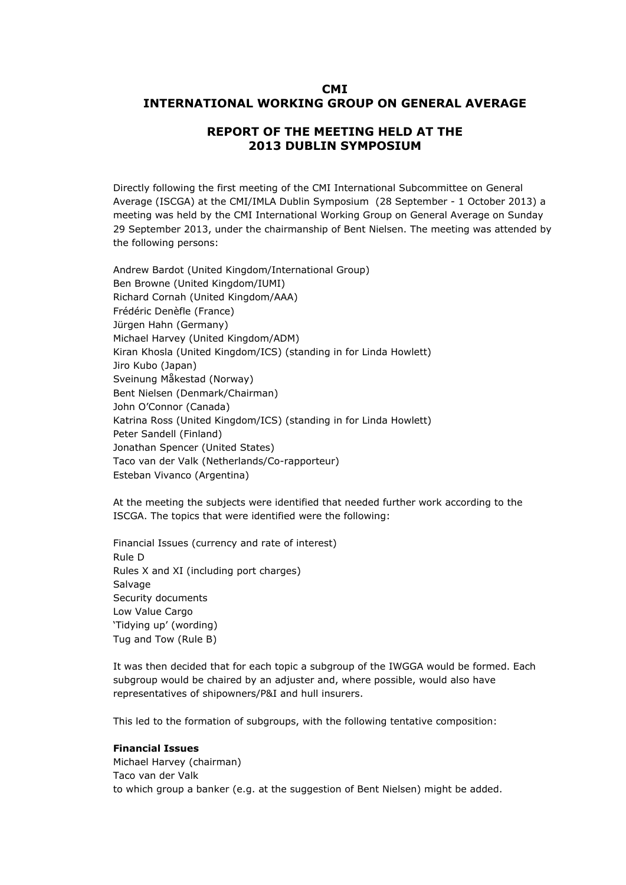# CMI
# INTERNATIONAL WORKING GROUP ON GENERAL AVERAGE

## REPORT OF THE MEETING HELD AT THE 2013 DUBLIN SYMPOSIUM

Directly following the first meeting of the CMI International Subcommittee on General Average (ISCGA) at the CMI/IMLA Dublin Symposium (28 September - 1 October 2013) a meeting was held by the CMI International Working Group on General Average on Sunday 29 September 2013, under the chairmanship of Bent Nielsen. The meeting was attended by the following persons:

Andrew Bardot (United Kingdom/International Group)
Ben Browne (United Kingdom/IUMI)
Richard Cornah (United Kingdom/AAA)
Frédéric Denèfle (France)
Jürgen Hahn (Germany)
Michael Harvey (United Kingdom/ADM)
Kiran Khosla (United Kingdom/ICS) (standing in for Linda Howlett)
Jiro Kubo (Japan)
Sveinung Måkestad (Norway)
Bent Nielsen (Denmark/Chairman)
John O'Connor (Canada)
Katrina Ross (United Kingdom/ICS) (standing in for Linda Howlett)
Peter Sandell (Finland)
Jonathan Spencer (United States)
Taco van der Valk (Netherlands/Co-rapporteur)
Esteban Vivanco (Argentina)

At the meeting the subjects were identified that needed further work according to the ISCGA. The topics that were identified were the following:

Financial Issues (currency and rate of interest)
Rule D
Rules X and XI (including port charges)
Salvage
Security documents
Low Value Cargo
'Tidying up' (wording)
Tug and Tow (Rule B)

It was then decided that for each topic a subgroup of the IWGGA would be formed. Each subgroup would be chaired by an adjuster and, where possible, would also have representatives of shipowners/P&I and hull insurers.

This led to the formation of subgroups, with the following tentative composition:

**Financial Issues**
Michael Harvey (chairman)
Taco van der Valk
to which group a banker (e.g. at the suggestion of Bent Nielsen) might be added.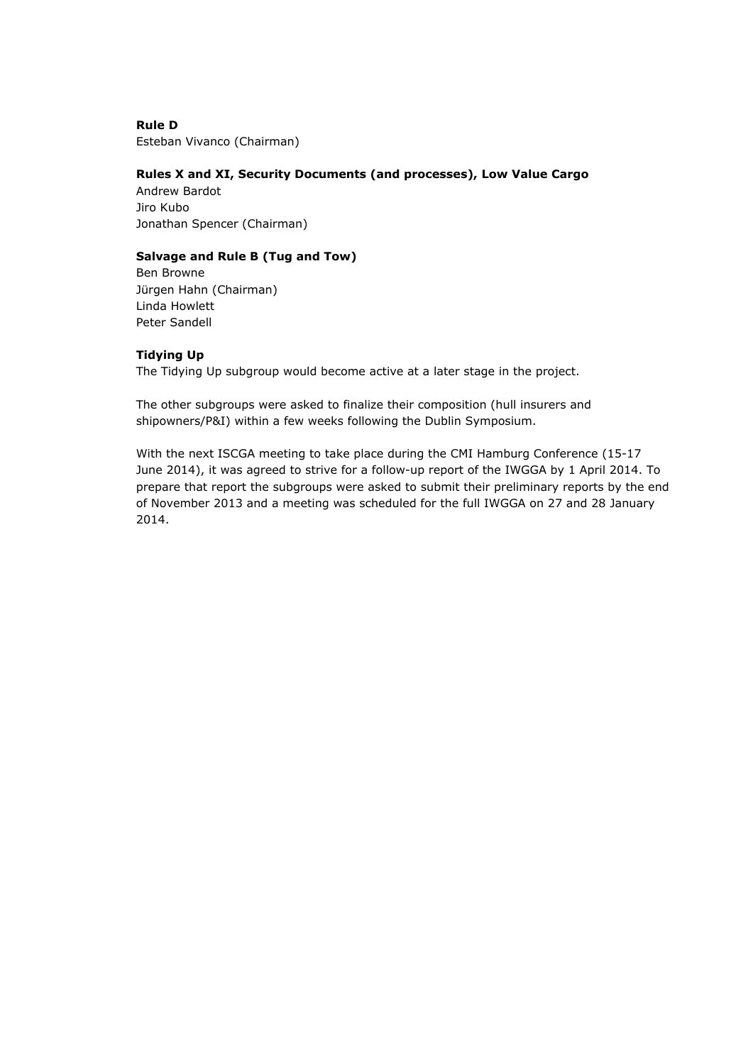**Rule D**
Esteban Vivanco (Chairman)

**Rules X and XI, Security Documents (and processes), Low Value Cargo**
Andrew Bardot
Jiro Kubo
Jonathan Spencer (Chairman)

**Salvage and Rule B (Tug and Tow)**
Ben Browne
Jürgen Hahn (Chairman)
Linda Howlett
Peter Sandell

**Tidying Up**
The Tidying Up subgroup would become active at a later stage in the project.

The other subgroups were asked to finalize their composition (hull insurers and shipowners/P&I) within a few weeks following the Dublin Symposium.

With the next ISCGA meeting to take place during the CMI Hamburg Conference (15-17 June 2014), it was agreed to strive for a follow-up report of the IWGGA by 1 April 2014. To prepare that report the subgroups were asked to submit their preliminary reports by the end of November 2013 and a meeting was scheduled for the full IWGGA on 27 and 28 January 2014.